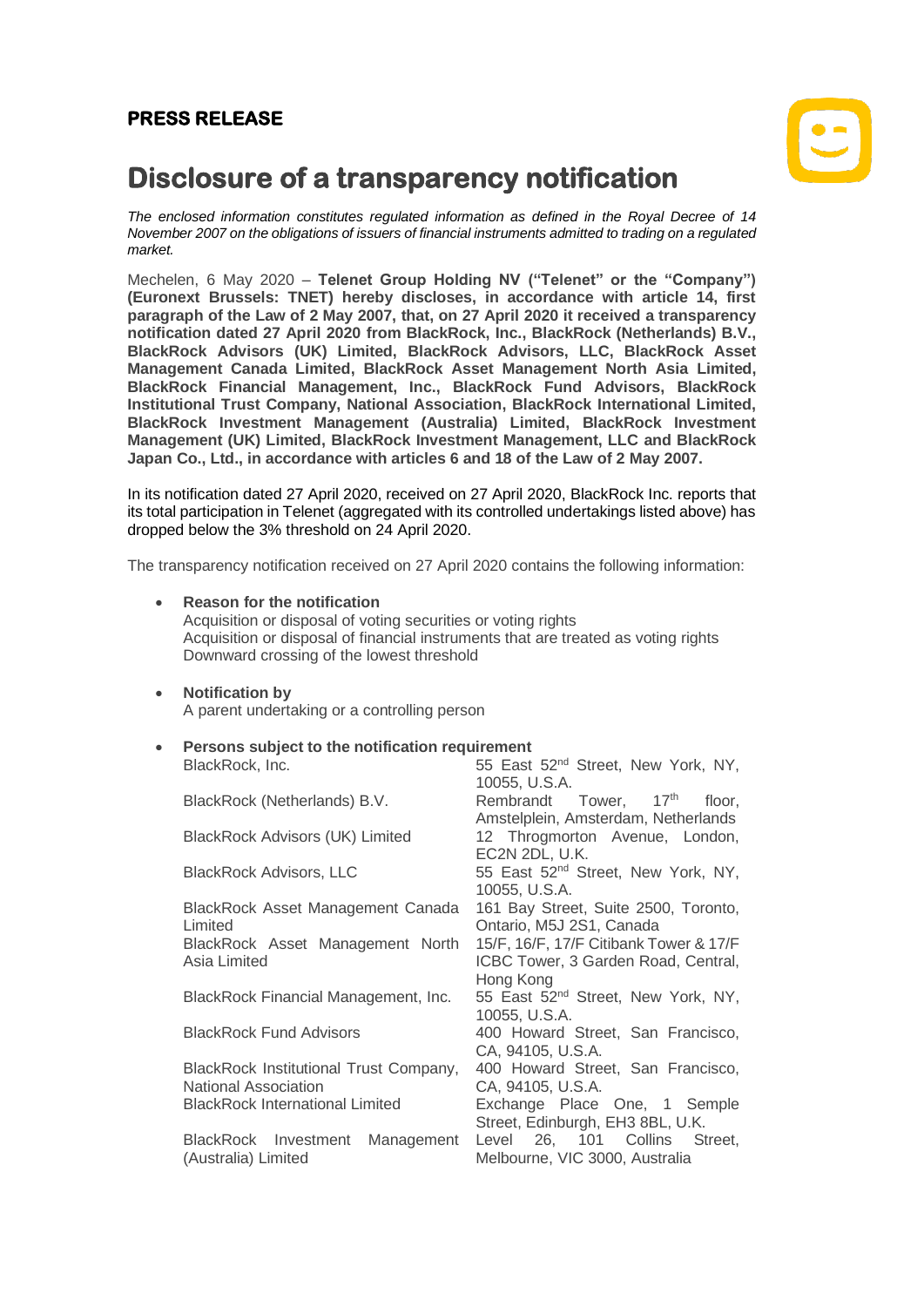**PRESS RELEASE**

# Disclosure of a transparency notification

*The enclosed information constitutes regulated information as defined in the Royal Decree of 14 November 2007 on the obligations of issuers of financial instruments admitted to trading on a regulated market.*

Mechelen, 6 May 2020 – **Telenet Group Holding NV ("Telenet" or the "Company") (Euronext Brussels: TNET) hereby discloses, in accordance with article 14, first paragraph of the Law of 2 May 2007, that, on 27 April 2020 it received a transparency notification dated 27 April 2020 from BlackRock, Inc., BlackRock (Netherlands) B.V., BlackRock Advisors (UK) Limited, BlackRock Advisors, LLC, BlackRock Asset Management Canada Limited, BlackRock Asset Management North Asia Limited, BlackRock Financial Management, Inc., BlackRock Fund Advisors, BlackRock Institutional Trust Company, National Association, BlackRock International Limited, BlackRock Investment Management (Australia) Limited, BlackRock Investment Management (UK) Limited, BlackRock Investment Management, LLC and BlackRock Japan Co., Ltd., in accordance with articles 6 and 18 of the Law of 2 May 2007.**

In its notification dated 27 April 2020, received on 27 April 2020, BlackRock Inc. reports that its total participation in Telenet (aggregated with its controlled undertakings listed above) has dropped below the 3% threshold on 24 April 2020.

The transparency notification received on 27 April 2020 contains the following information:

- **Reason for the notification**
  Acquisition or disposal of voting securities or voting rights
  Acquisition or disposal of financial instruments that are treated as voting rights
  Downward crossing of the lowest threshold

- **Notification by**
  A parent undertaking or a controlling person

- **Persons subject to the notification requirement**

| | |
|---|---|
| BlackRock, Inc. | 55 East 52nd Street, New York, NY, 10055, U.S.A. |
| BlackRock (Netherlands) B.V. | Rembrandt Tower, 17th floor, Amstelplein, Amsterdam, Netherlands |
| BlackRock Advisors (UK) Limited | 12 Throgmorton Avenue, London, EC2N 2DL, U.K. |
| BlackRock Advisors, LLC | 55 East 52nd Street, New York, NY, 10055, U.S.A. |
| BlackRock Asset Management Canada Limited | 161 Bay Street, Suite 2500, Toronto, Ontario, M5J 2S1, Canada |
| BlackRock Asset Management North Asia Limited | 15/F, 16/F, 17/F Citibank Tower & 17/F ICBC Tower, 3 Garden Road, Central, Hong Kong |
| BlackRock Financial Management, Inc. | 55 East 52nd Street, New York, NY, 10055, U.S.A. |
| BlackRock Fund Advisors | 400 Howard Street, San Francisco, CA, 94105, U.S.A. |
| BlackRock Institutional Trust Company, National Association | 400 Howard Street, San Francisco, CA, 94105, U.S.A. |
| BlackRock International Limited | Exchange Place One, 1 Semple Street, Edinburgh, EH3 8BL, U.K. |
| BlackRock Investment Management (Australia) Limited | Level 26, 101 Collins Street, Melbourne, VIC 3000, Australia |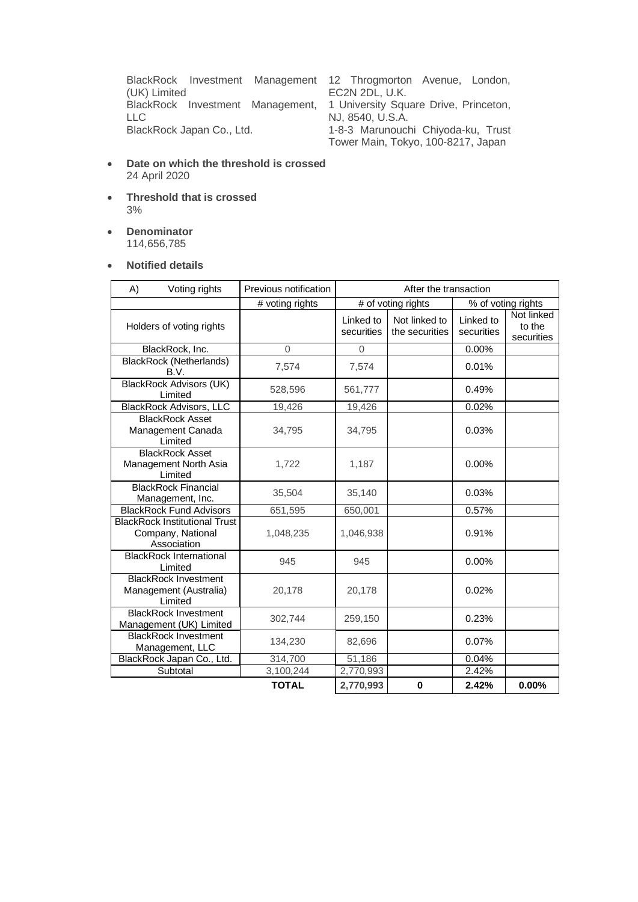| | |
|---|---|
| BlackRock Investment Management (UK) Limited | 12 Throgmorton Avenue, London, EC2N 2DL, U.K. |
| BlackRock Investment Management, LLC | 1 University Square Drive, Princeton, NJ, 8540, U.S.A. |
| BlackRock Japan Co., Ltd. | 1-8-3 Marunouchi Chiyoda-ku, Trust Tower Main, Tokyo, 100-8217, Japan |

- **Date on which the threshold is crossed**
  24 April 2020

- **Threshold that is crossed**
  3%

- **Denominator**
  114,656,785

- **Notified details**

| A) Voting rights | Previous notification | After the transaction | | | |
|---|---|---|---|---|---|
| | # voting rights | # of voting rights | | % of voting rights | |
| Holders of voting rights | | Linked to securities | Not linked to the securities | Linked to securities | Not linked to the securities |
| BlackRock, Inc. | 0 | 0 | | 0.00% | |
| BlackRock (Netherlands) B.V. | 7,574 | 7,574 | | 0.01% | |
| BlackRock Advisors (UK) Limited | 528,596 | 561,777 | | 0.49% | |
| BlackRock Advisors, LLC | 19,426 | 19,426 | | 0.02% | |
| BlackRock Asset Management Canada Limited | 34,795 | 34,795 | | 0.03% | |
| BlackRock Asset Management North Asia Limited | 1,722 | 1,187 | | 0.00% | |
| BlackRock Financial Management, Inc. | 35,504 | 35,140 | | 0.03% | |
| BlackRock Fund Advisors | 651,595 | 650,001 | | 0.57% | |
| BlackRock Institutional Trust Company, National Association | 1,048,235 | 1,046,938 | | 0.91% | |
| BlackRock International Limited | 945 | 945 | | 0.00% | |
| BlackRock Investment Management (Australia) Limited | 20,178 | 20,178 | | 0.02% | |
| BlackRock Investment Management (UK) Limited | 302,744 | 259,150 | | 0.23% | |
| BlackRock Investment Management, LLC | 134,230 | 82,696 | | 0.07% | |
| BlackRock Japan Co., Ltd. | 314,700 | 51,186 | | 0.04% | |
| Subtotal | 3,100,244 | 2,770,993 | | 2.42% | |
| | **TOTAL** | **2,770,993** | **0** | **2.42%** | **0.00%** |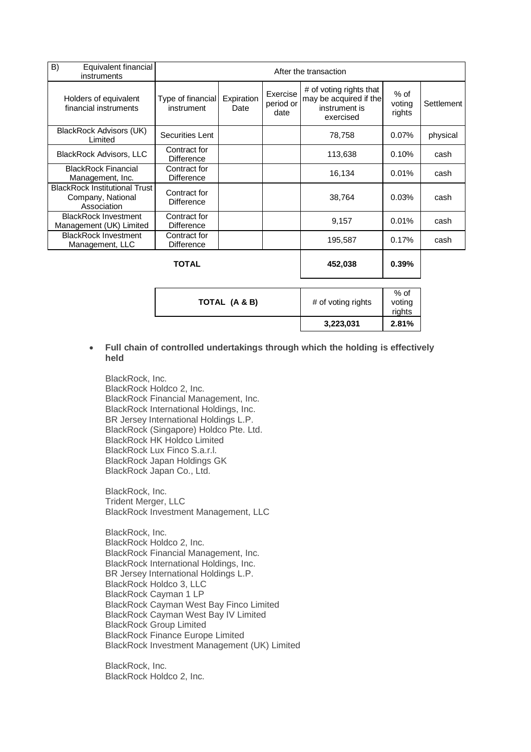| B) Equivalent financial instruments | After the transaction | | | | | |
|---|---|---|---|---|---|---|
| Holders of equivalent financial instruments | Type of financial instrument | Expiration Date | Exercise period or date | # of voting rights that may be acquired if the instrument is exercised | % of voting rights | Settlement |
| BlackRock Advisors (UK) Limited | Securities Lent | | | 78,758 | 0.07% | physical |
| BlackRock Advisors, LLC | Contract for Difference | | | 113,638 | 0.10% | cash |
| BlackRock Financial Management, Inc. | Contract for Difference | | | 16,134 | 0.01% | cash |
| BlackRock Institutional Trust Company, National Association | Contract for Difference | | | 38,764 | 0.03% | cash |
| BlackRock Investment Management (UK) Limited | Contract for Difference | | | 9,157 | 0.01% | cash |
| BlackRock Investment Management, LLC | Contract for Difference | | | 195,587 | 0.17% | cash |
| **TOTAL** | | | | **452,038** | **0.39%** | |

| TOTAL (A & B) | # of voting rights | % of voting rights |
|---|---|---|
| | **3,223,031** | **2.81%** |

- **Full chain of controlled undertakings through which the holding is effectively held**

BlackRock, Inc.
BlackRock Holdco 2, Inc.
BlackRock Financial Management, Inc.
BlackRock International Holdings, Inc.
BR Jersey International Holdings L.P.
BlackRock (Singapore) Holdco Pte. Ltd.
BlackRock HK Holdco Limited
BlackRock Lux Finco S.a.r.l.
BlackRock Japan Holdings GK
BlackRock Japan Co., Ltd.

BlackRock, Inc.
Trident Merger, LLC
BlackRock Investment Management, LLC

BlackRock, Inc.
BlackRock Holdco 2, Inc.
BlackRock Financial Management, Inc.
BlackRock International Holdings, Inc.
BR Jersey International Holdings L.P.
BlackRock Holdco 3, LLC
BlackRock Cayman 1 LP
BlackRock Cayman West Bay Finco Limited
BlackRock Cayman West Bay IV Limited
BlackRock Group Limited
BlackRock Finance Europe Limited
BlackRock Investment Management (UK) Limited

BlackRock, Inc.
BlackRock Holdco 2, Inc.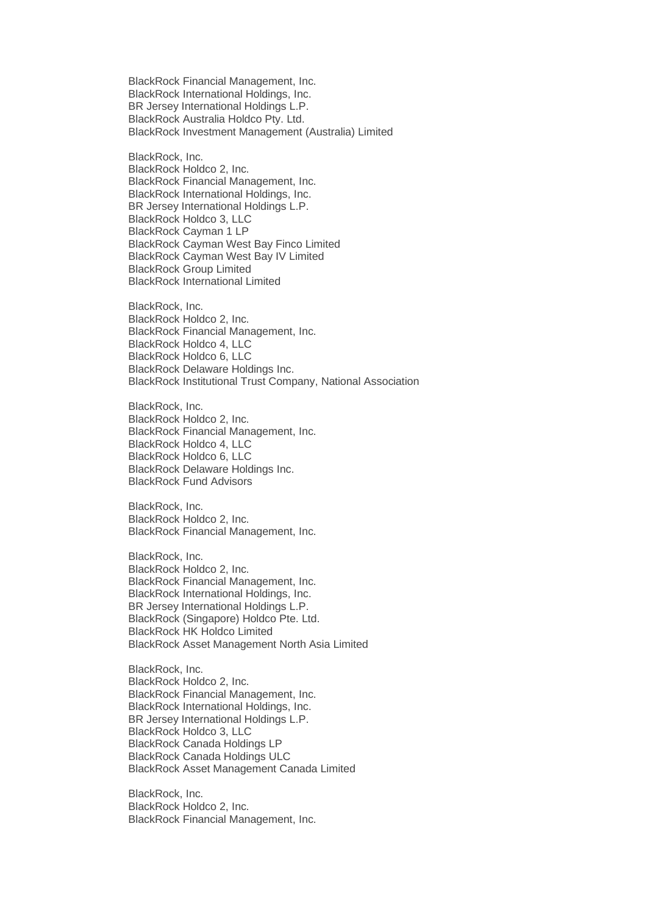BlackRock Financial Management, Inc.
BlackRock International Holdings, Inc.
BR Jersey International Holdings L.P.
BlackRock Australia Holdco Pty. Ltd.
BlackRock Investment Management (Australia) Limited

BlackRock, Inc.
BlackRock Holdco 2, Inc.
BlackRock Financial Management, Inc.
BlackRock International Holdings, Inc.
BR Jersey International Holdings L.P.
BlackRock Holdco 3, LLC
BlackRock Cayman 1 LP
BlackRock Cayman West Bay Finco Limited
BlackRock Cayman West Bay IV Limited
BlackRock Group Limited
BlackRock International Limited

BlackRock, Inc.
BlackRock Holdco 2, Inc.
BlackRock Financial Management, Inc.
BlackRock Holdco 4, LLC
BlackRock Holdco 6, LLC
BlackRock Delaware Holdings Inc.
BlackRock Institutional Trust Company, National Association

BlackRock, Inc.
BlackRock Holdco 2, Inc.
BlackRock Financial Management, Inc.
BlackRock Holdco 4, LLC
BlackRock Holdco 6, LLC
BlackRock Delaware Holdings Inc.
BlackRock Fund Advisors

BlackRock, Inc.
BlackRock Holdco 2, Inc.
BlackRock Financial Management, Inc.

BlackRock, Inc.
BlackRock Holdco 2, Inc.
BlackRock Financial Management, Inc.
BlackRock International Holdings, Inc.
BR Jersey International Holdings L.P.
BlackRock (Singapore) Holdco Pte. Ltd.
BlackRock HK Holdco Limited
BlackRock Asset Management North Asia Limited

BlackRock, Inc.
BlackRock Holdco 2, Inc.
BlackRock Financial Management, Inc.
BlackRock International Holdings, Inc.
BR Jersey International Holdings L.P.
BlackRock Holdco 3, LLC
BlackRock Canada Holdings LP
BlackRock Canada Holdings ULC
BlackRock Asset Management Canada Limited

BlackRock, Inc.
BlackRock Holdco 2, Inc.
BlackRock Financial Management, Inc.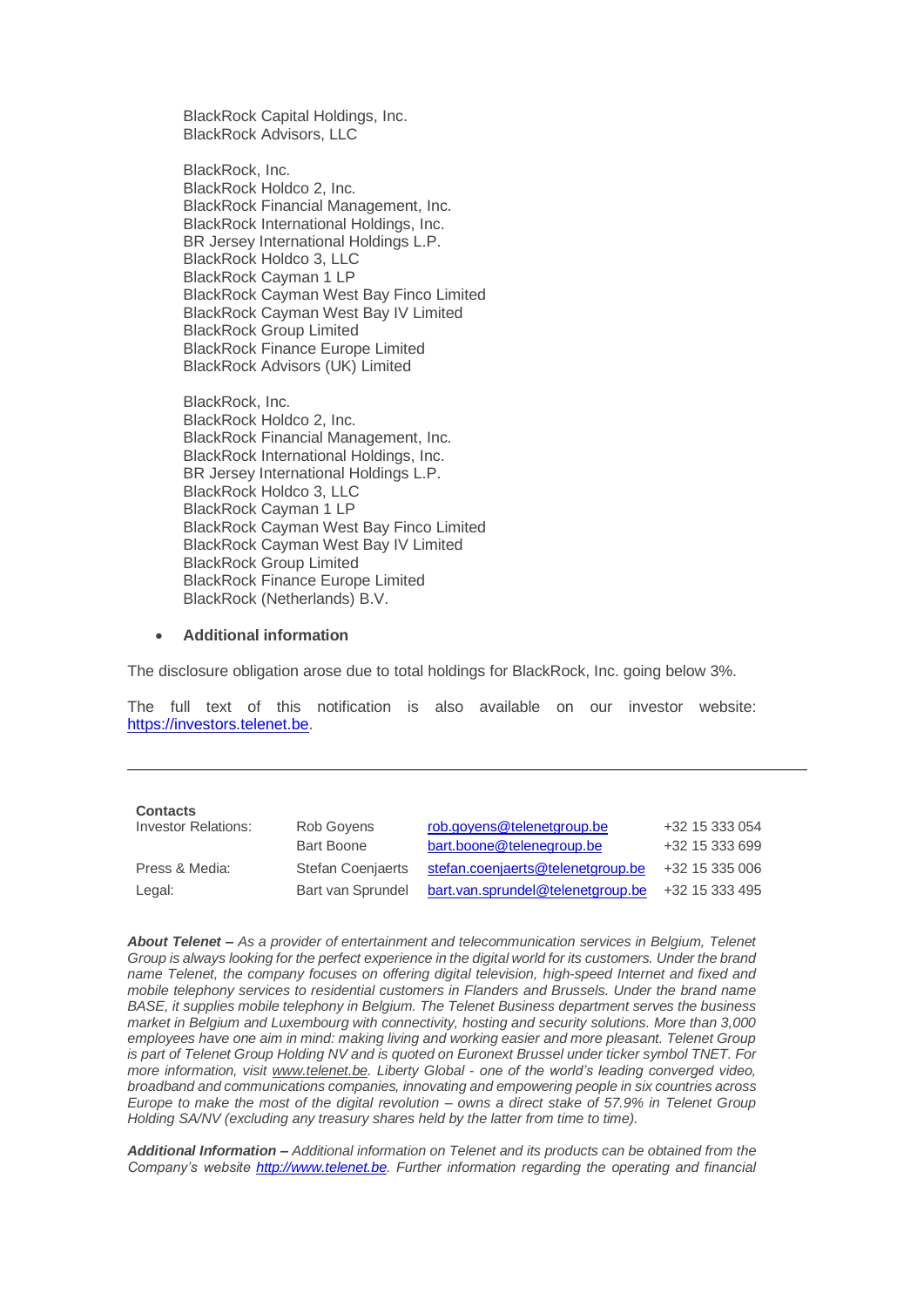BlackRock Capital Holdings, Inc.
BlackRock Advisors, LLC

BlackRock, Inc.
BlackRock Holdco 2, Inc.
BlackRock Financial Management, Inc.
BlackRock International Holdings, Inc.
BR Jersey International Holdings L.P.
BlackRock Holdco 3, LLC
BlackRock Cayman 1 LP
BlackRock Cayman West Bay Finco Limited
BlackRock Cayman West Bay IV Limited
BlackRock Group Limited
BlackRock Finance Europe Limited
BlackRock Advisors (UK) Limited

BlackRock, Inc.
BlackRock Holdco 2, Inc.
BlackRock Financial Management, Inc.
BlackRock International Holdings, Inc.
BR Jersey International Holdings L.P.
BlackRock Holdco 3, LLC
BlackRock Cayman 1 LP
BlackRock Cayman West Bay Finco Limited
BlackRock Cayman West Bay IV Limited
BlackRock Group Limited
BlackRock Finance Europe Limited
BlackRock (Netherlands) B.V.

- **Additional information**

The disclosure obligation arose due to total holdings for BlackRock, Inc. going below 3%.

The full text of this notification is also available on our investor website: https://investors.telenet.be.

---

| **Contacts** | | | |
|---|---|---|---|
| Investor Relations: | Rob Goyens | rob.goyens@telenetgroup.be | +32 15 333 054 |
| | Bart Boone | bart.boone@telenegroup.be | +32 15 333 699 |
| Press & Media: | Stefan Coenjaerts | stefan.coenjaerts@telenetgroup.be | +32 15 335 006 |
| Legal: | Bart van Sprundel | bart.van.sprundel@telenetgroup.be | +32 15 333 495 |

***About Telenet –*** *As a provider of entertainment and telecommunication services in Belgium, Telenet Group is always looking for the perfect experience in the digital world for its customers. Under the brand name Telenet, the company focuses on offering digital television, high-speed Internet and fixed and mobile telephony services to residential customers in Flanders and Brussels. Under the brand name BASE, it supplies mobile telephony in Belgium. The Telenet Business department serves the business market in Belgium and Luxembourg with connectivity, hosting and security solutions. More than 3,000 employees have one aim in mind: making living and working easier and more pleasant. Telenet Group is part of Telenet Group Holding NV and is quoted on Euronext Brussel under ticker symbol TNET. For more information, visit www.telenet.be. Liberty Global - one of the world's leading converged video, broadband and communications companies, innovating and empowering people in six countries across Europe to make the most of the digital revolution – owns a direct stake of 57.9% in Telenet Group Holding SA/NV (excluding any treasury shares held by the latter from time to time).*

***Additional Information –*** *Additional information on Telenet and its products can be obtained from the Company's website http://www.telenet.be. Further information regarding the operating and financial*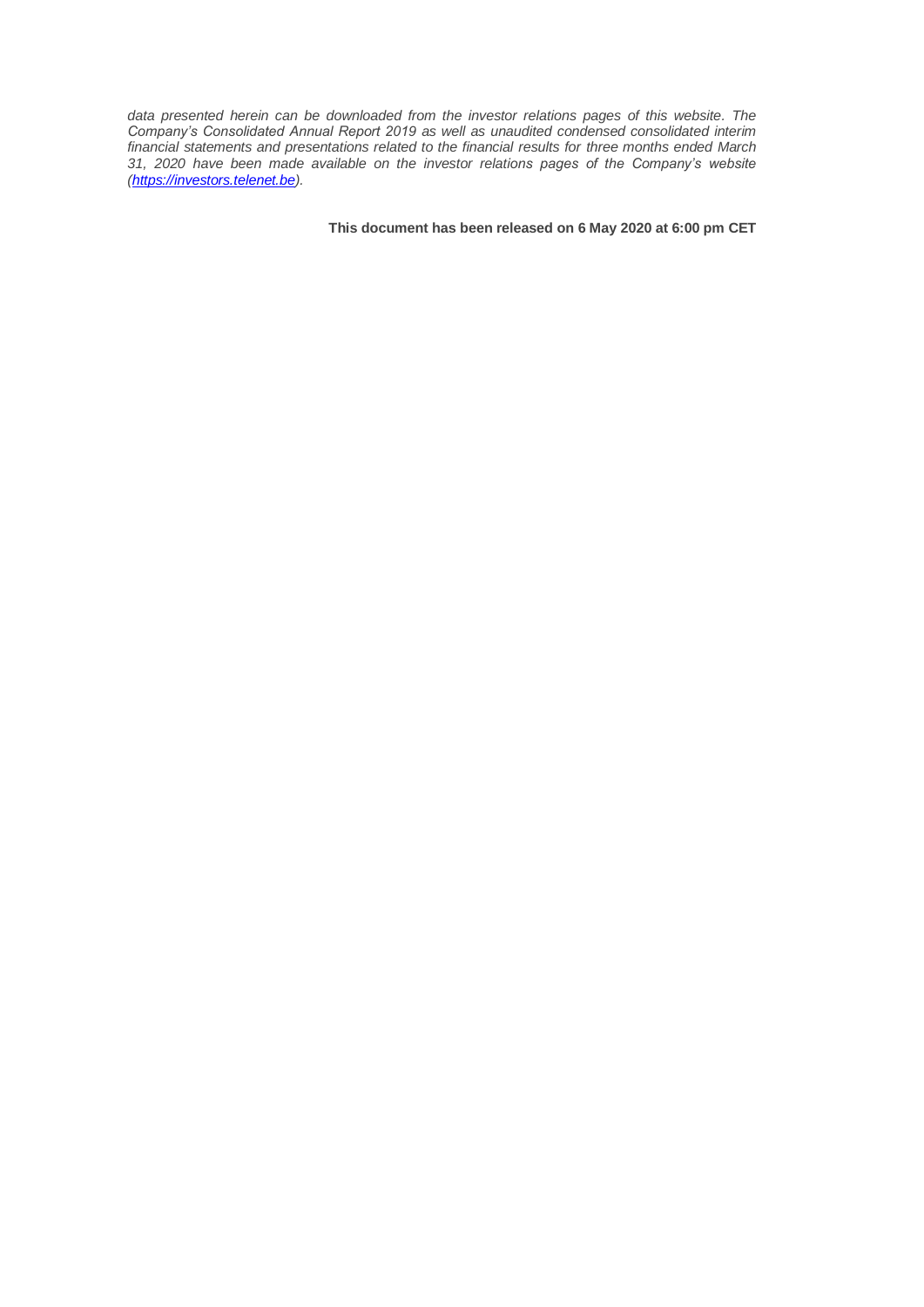*data presented herein can be downloaded from the investor relations pages of this website. The Company's Consolidated Annual Report 2019 as well as unaudited condensed consolidated interim financial statements and presentations related to the financial results for three months ended March 31, 2020 have been made available on the investor relations pages of the Company's website ([https://investors.telenet.be](https://investors.telenet.be)).*

**This document has been released on 6 May 2020 at 6:00 pm CET**